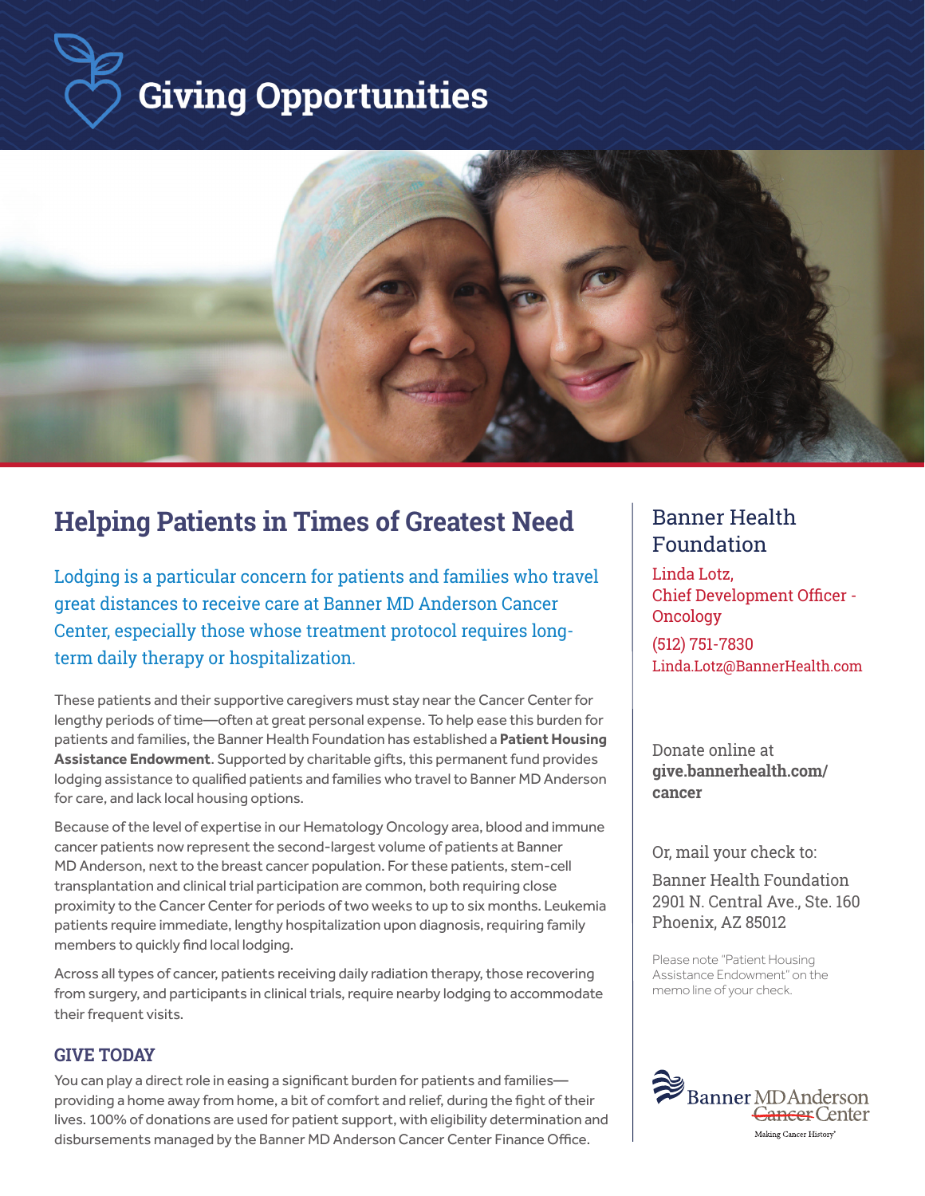# Giving Opportunities

## Helping Patients in Times of Greatest Need

Lodging is a particular concern for patients and families who travel great distances to receive care at Banner MD Anderson Cancer Center, especially those whose treatment protocol requires long-term daily therapy or hospitalization.

These patients and their supportive caregivers must stay near the Cancer Center for lengthy periods of time—often at great personal expense. To help ease this burden for patients and families, the Banner Health Foundation has established a **Patient Housing Assistance Endowment**. Supported by charitable gifts, this permanent fund provides lodging assistance to qualified patients and families who travel to Banner MD Anderson for care, and lack local housing options.

Because of the level of expertise in our Hematology Oncology area, blood and immune cancer patients now represent the second-largest volume of patients at Banner MD Anderson, next to the breast cancer population. For these patients, stem-cell transplantation and clinical trial participation are common, both requiring close proximity to the Cancer Center for periods of two weeks to up to six months. Leukemia patients require immediate, lengthy hospitalization upon diagnosis, requiring family members to quickly find local lodging.

Across all types of cancer, patients receiving daily radiation therapy, those recovering from surgery, and participants in clinical trials, require nearby lodging to accommodate their frequent visits.

### GIVE TODAY

You can play a direct role in easing a significant burden for patients and families—providing a home away from home, a bit of comfort and relief, during the fight of their lives. 100% of donations are used for patient support, with eligibility determination and disbursements managed by the Banner MD Anderson Cancer Center Finance Office.

## Banner Health Foundation

Linda Lotz,
Chief Development Officer - Oncology

(512) 751-7830
Linda.Lotz@BannerHealth.com

Donate online at **give.bannerhealth.com/cancer**

Or, mail your check to:

Banner Health Foundation
2901 N. Central Ave., Ste. 160
Phoenix, AZ 85012

Please note "Patient Housing Assistance Endowment" on the memo line of your check.

Banner MD Anderson Cancer Center
Making Cancer History®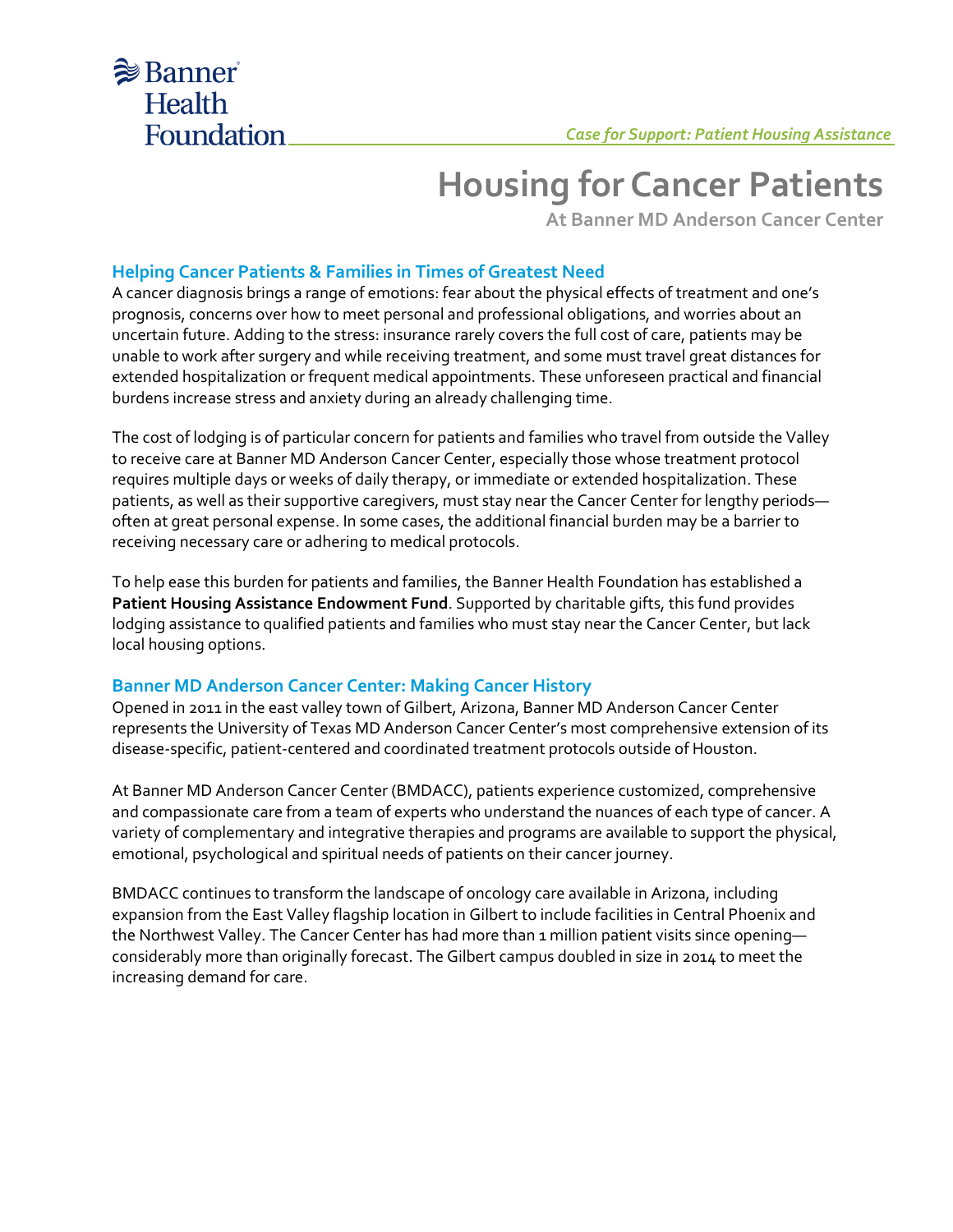# Housing for Cancer Patients

## At Banner MD Anderson Cancer Center

### Helping Cancer Patients & Families in Times of Greatest Need

A cancer diagnosis brings a range of emotions: fear about the physical effects of treatment and one's prognosis, concerns over how to meet personal and professional obligations, and worries about an uncertain future. Adding to the stress: insurance rarely covers the full cost of care, patients may be unable to work after surgery and while receiving treatment, and some must travel great distances for extended hospitalization or frequent medical appointments. These unforeseen practical and financial burdens increase stress and anxiety during an already challenging time.

The cost of lodging is of particular concern for patients and families who travel from outside the Valley to receive care at Banner MD Anderson Cancer Center, especially those whose treatment protocol requires multiple days or weeks of daily therapy, or immediate or extended hospitalization. These patients, as well as their supportive caregivers, must stay near the Cancer Center for lengthy periods—often at great personal expense. In some cases, the additional financial burden may be a barrier to receiving necessary care or adhering to medical protocols.

To help ease this burden for patients and families, the Banner Health Foundation has established a **Patient Housing Assistance Endowment Fund**. Supported by charitable gifts, this fund provides lodging assistance to qualified patients and families who must stay near the Cancer Center, but lack local housing options.

### Banner MD Anderson Cancer Center: Making Cancer History

Opened in 2011 in the east valley town of Gilbert, Arizona, Banner MD Anderson Cancer Center represents the University of Texas MD Anderson Cancer Center's most comprehensive extension of its disease-specific, patient-centered and coordinated treatment protocols outside of Houston.

At Banner MD Anderson Cancer Center (BMDACC), patients experience customized, comprehensive and compassionate care from a team of experts who understand the nuances of each type of cancer. A variety of complementary and integrative therapies and programs are available to support the physical, emotional, psychological and spiritual needs of patients on their cancer journey.

BMDACC continues to transform the landscape of oncology care available in Arizona, including expansion from the East Valley flagship location in Gilbert to include facilities in Central Phoenix and the Northwest Valley. The Cancer Center has had more than 1 million patient visits since opening—considerably more than originally forecast. The Gilbert campus doubled in size in 2014 to meet the increasing demand for care.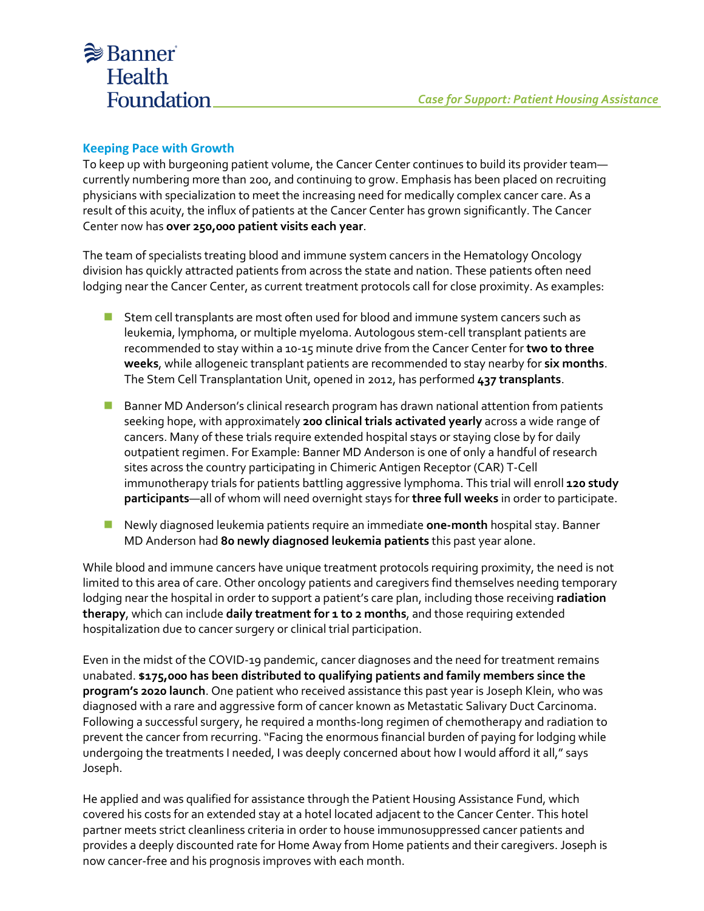## Keeping Pace with Growth

To keep up with burgeoning patient volume, the Cancer Center continues to build its provider team—currently numbering more than 200, and continuing to grow. Emphasis has been placed on recruiting physicians with specialization to meet the increasing need for medically complex cancer care. As a result of this acuity, the influx of patients at the Cancer Center has grown significantly. The Cancer Center now has **over 250,000 patient visits each year**.

The team of specialists treating blood and immune system cancers in the Hematology Oncology division has quickly attracted patients from across the state and nation. These patients often need lodging near the Cancer Center, as current treatment protocols call for close proximity. As examples:

- Stem cell transplants are most often used for blood and immune system cancers such as leukemia, lymphoma, or multiple myeloma. Autologous stem-cell transplant patients are recommended to stay within a 10-15 minute drive from the Cancer Center for **two to three weeks**, while allogeneic transplant patients are recommended to stay nearby for **six months**. The Stem Cell Transplantation Unit, opened in 2012, has performed **437 transplants**.
- Banner MD Anderson's clinical research program has drawn national attention from patients seeking hope, with approximately **200 clinical trials activated yearly** across a wide range of cancers. Many of these trials require extended hospital stays or staying close by for daily outpatient regimen. For Example: Banner MD Anderson is one of only a handful of research sites across the country participating in Chimeric Antigen Receptor (CAR) T-Cell immunotherapy trials for patients battling aggressive lymphoma. This trial will enroll **120 study participants**—all of whom will need overnight stays for **three full weeks** in order to participate.
- Newly diagnosed leukemia patients require an immediate **one-month** hospital stay. Banner MD Anderson had **80 newly diagnosed leukemia patients** this past year alone.

While blood and immune cancers have unique treatment protocols requiring proximity, the need is not limited to this area of care. Other oncology patients and caregivers find themselves needing temporary lodging near the hospital in order to support a patient's care plan, including those receiving **radiation therapy**, which can include **daily treatment for 1 to 2 months**, and those requiring extended hospitalization due to cancer surgery or clinical trial participation.

Even in the midst of the COVID-19 pandemic, cancer diagnoses and the need for treatment remains unabated. **$175,000 has been distributed to qualifying patients and family members since the program's 2020 launch**. One patient who received assistance this past year is Joseph Klein, who was diagnosed with a rare and aggressive form of cancer known as Metastatic Salivary Duct Carcinoma. Following a successful surgery, he required a months-long regimen of chemotherapy and radiation to prevent the cancer from recurring. "Facing the enormous financial burden of paying for lodging while undergoing the treatments I needed, I was deeply concerned about how I would afford it all," says Joseph.

He applied and was qualified for assistance through the Patient Housing Assistance Fund, which covered his costs for an extended stay at a hotel located adjacent to the Cancer Center. This hotel partner meets strict cleanliness criteria in order to house immunosuppressed cancer patients and provides a deeply discounted rate for Home Away from Home patients and their caregivers. Joseph is now cancer-free and his prognosis improves with each month.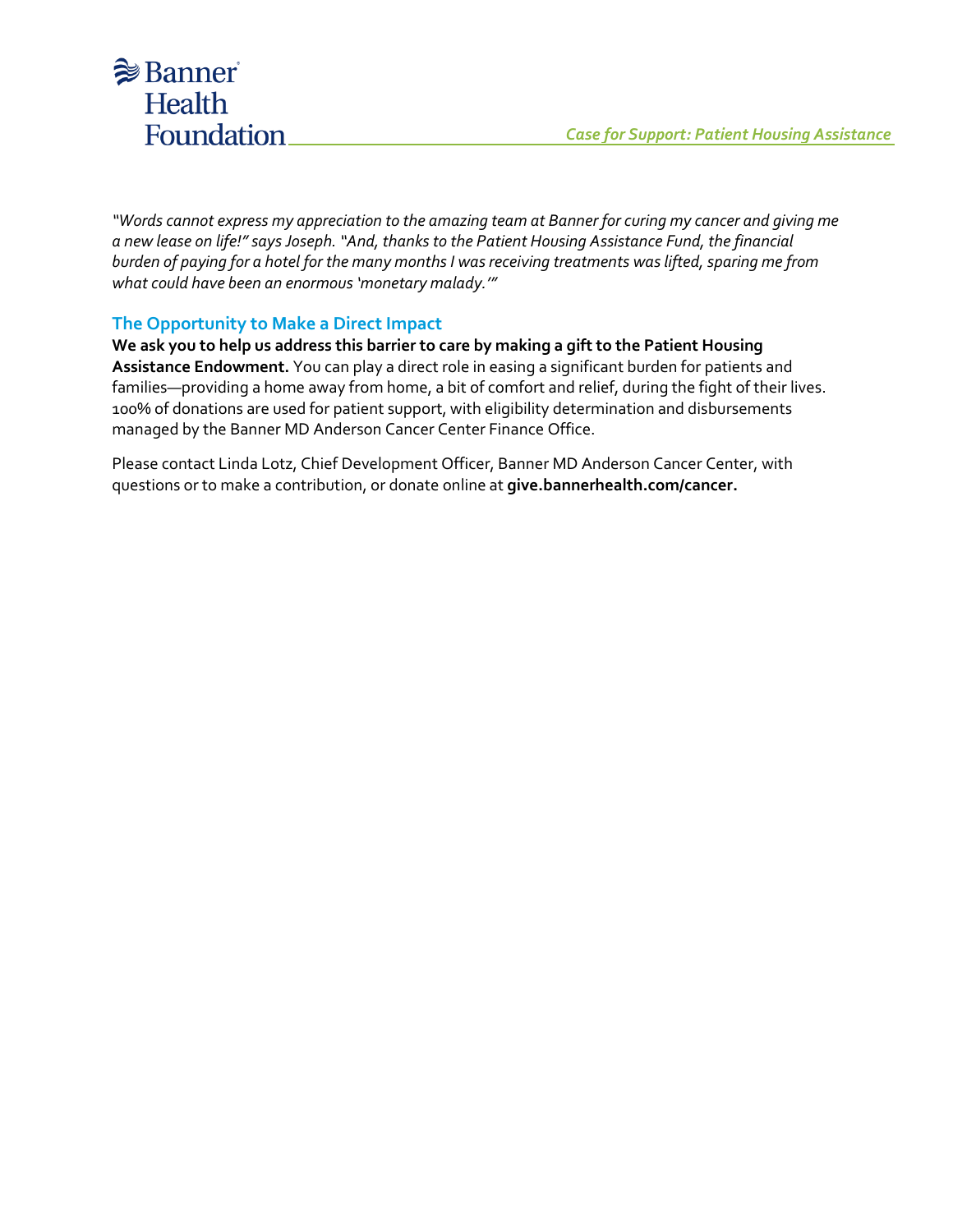*"Words cannot express my appreciation to the amazing team at Banner for curing my cancer and giving me a new lease on life!" says Joseph. "And, thanks to the Patient Housing Assistance Fund, the financial burden of paying for a hotel for the many months I was receiving treatments was lifted, sparing me from what could have been an enormous 'monetary malady.'"*

## The Opportunity to Make a Direct Impact

**We ask you to help us address this barrier to care by making a gift to the Patient Housing Assistance Endowment.** You can play a direct role in easing a significant burden for patients and families—providing a home away from home, a bit of comfort and relief, during the fight of their lives. 100% of donations are used for patient support, with eligibility determination and disbursements managed by the Banner MD Anderson Cancer Center Finance Office.

Please contact Linda Lotz, Chief Development Officer, Banner MD Anderson Cancer Center, with questions or to make a contribution, or donate online at **give.bannerhealth.com/cancer.**